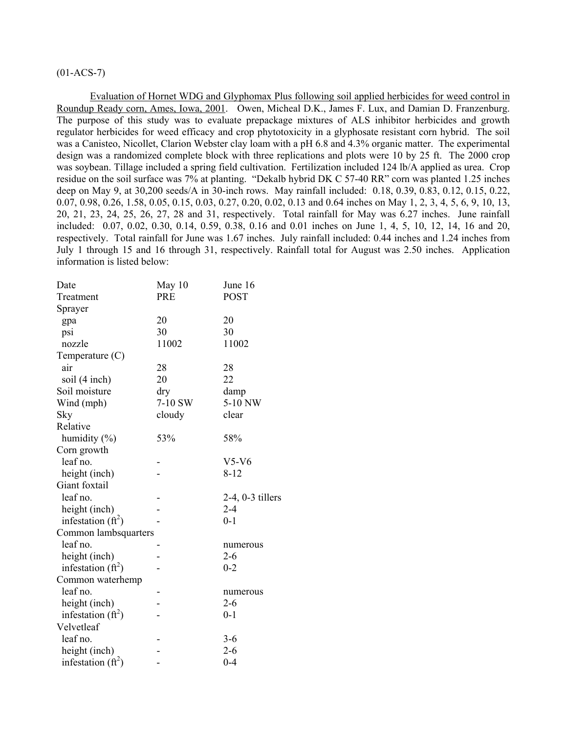(01-ACS-7)

Evaluation of Hornet WDG and Glyphomax Plus following soil applied herbicides for weed control in Roundup Ready corn, Ames, Iowa, 2001. Owen, Micheal D.K., James F. Lux, and Damian D. Franzenburg. The purpose of this study was to evaluate prepackage mixtures of ALS inhibitor herbicides and growth regulator herbicides for weed efficacy and crop phytotoxicity in a glyphosate resistant corn hybrid. The soil was a Canisteo, Nicollet, Clarion Webster clay loam with a pH 6.8 and 4.3% organic matter. The experimental design was a randomized complete block with three replications and plots were 10 by 25 ft. The 2000 crop was soybean. Tillage included a spring field cultivation. Fertilization included 124 lb/A applied as urea. Crop residue on the soil surface was 7% at planting. "Dekalb hybrid DK C 57-40 RR" corn was planted 1.25 inches deep on May 9, at 30,200 seeds/A in 30-inch rows. May rainfall included: 0.18, 0.39, 0.83, 0.12, 0.15, 0.22, 0.07, 0.98, 0.26, 1.58, 0.05, 0.15, 0.03, 0.27, 0.20, 0.02, 0.13 and 0.64 inches on May 1, 2, 3, 4, 5, 6, 9, 10, 13, 20, 21, 23, 24, 25, 26, 27, 28 and 31, respectively. Total rainfall for May was 6.27 inches. June rainfall included: 0.07, 0.02, 0.30, 0.14, 0.59, 0.38, 0.16 and 0.01 inches on June 1, 4, 5, 10, 12, 14, 16 and 20, respectively. Total rainfall for June was 1.67 inches. July rainfall included: 0.44 inches and 1.24 inches from July 1 through 15 and 16 through 31, respectively. Rainfall total for August was 2.50 inches. Application information is listed below:

| | | |
|---|---|---|
| Date | May 10 | June 16 |
| Treatment | PRE | POST |
| Sprayer | | |
| gpa | 20 | 20 |
| psi | 30 | 30 |
| nozzle | 11002 | 11002 |
| Temperature (C) | | |
| air | 28 | 28 |
| soil (4 inch) | 20 | 22 |
| Soil moisture | dry | damp |
| Wind (mph) | 7-10 SW | 5-10 NW |
| Sky | cloudy | clear |
| Relative humidity (%) | 53% | 58% |
| Corn growth | | |
| leaf no. | - | V5-V6 |
| height (inch) | - | 8-12 |
| Giant foxtail | | |
| leaf no. | - | 2-4, 0-3 tillers |
| height (inch) | - | 2-4 |
| infestation ($ft^2$) | - | 0-1 |
| Common lambsquarters | | |
| leaf no. | - | numerous |
| height (inch) | - | 2-6 |
| infestation ($ft^2$) | - | 0-2 |
| Common waterhemp | | |
| leaf no. | - | numerous |
| height (inch) | - | 2-6 |
| infestation ($ft^2$) | - | 0-1 |
| Velvetleaf | | |
| leaf no. | - | 3-6 |
| height (inch) | - | 2-6 |
| infestation ($ft^2$) | - | 0-4 |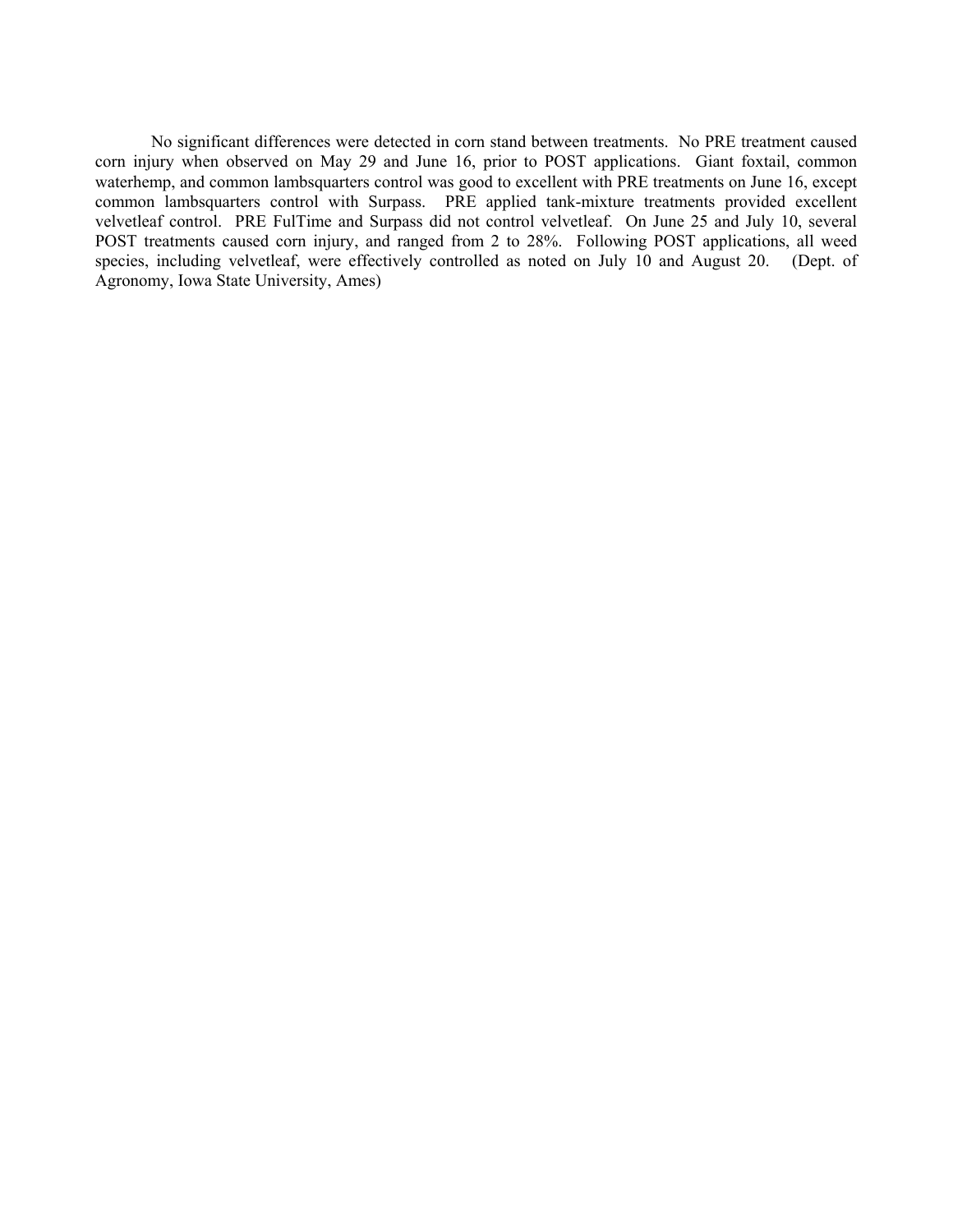No significant differences were detected in corn stand between treatments. No PRE treatment caused corn injury when observed on May 29 and June 16, prior to POST applications. Giant foxtail, common waterhemp, and common lambsquarters control was good to excellent with PRE treatments on June 16, except common lambsquarters control with Surpass. PRE applied tank-mixture treatments provided excellent velvetleaf control. PRE FulTime and Surpass did not control velvetleaf. On June 25 and July 10, several POST treatments caused corn injury, and ranged from 2 to 28%. Following POST applications, all weed species, including velvetleaf, were effectively controlled as noted on July 10 and August 20. (Dept. of Agronomy, Iowa State University, Ames)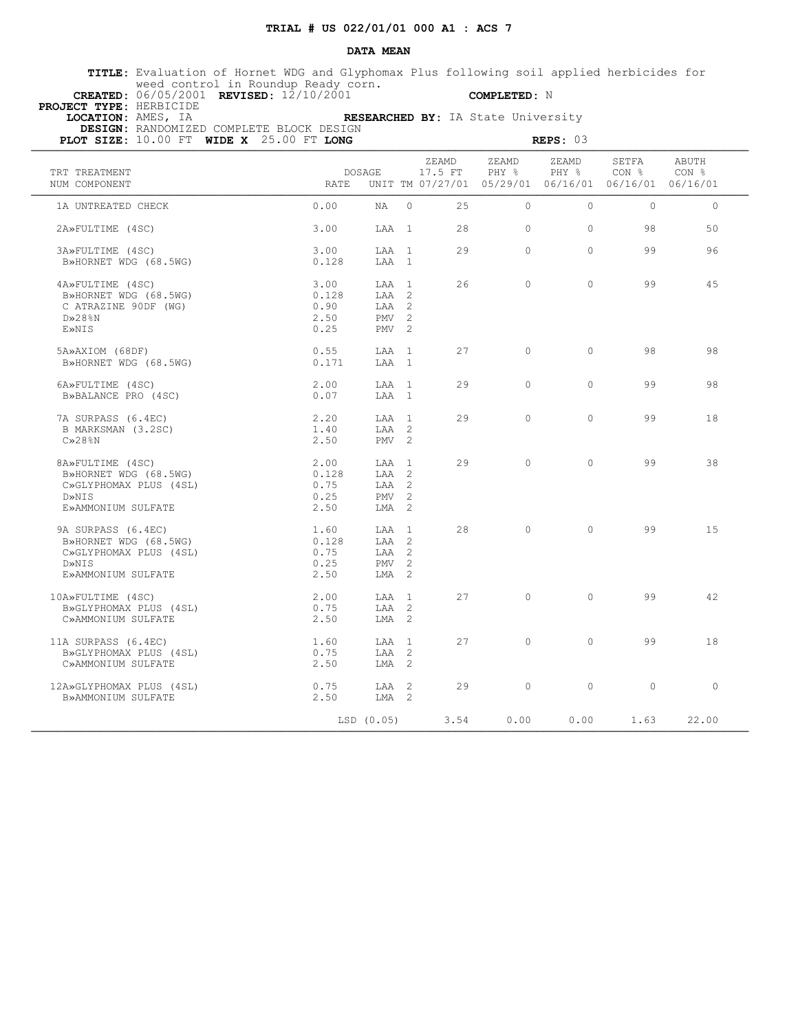**TRIAL # US 022/01/01 000 A1 : ACS 7**

**DATA MEAN**

**TITLE:** Evaluation of Hornet WDG and Glyphomax Plus following soil applied herbicides for weed control in Roundup Ready corn.

**CREATED:** 06/05/2001 **REVISED:** 12/10/2001 **COMPLETED:** N

**PROJECT TYPE:** HERBICIDE

**LOCATION:** AMES, IA **RESEARCHED BY:** IA State University

**DESIGN:** RANDOMIZED COMPLETE BLOCK DESIGN

**PLOT SIZE:** 10.00 FT **WIDE X** 25.00 FT **LONG** **REPS:** 03

| TRT NUM | TREATMENT COMPONENT | DOSAGE RATE | UNIT | TM | ZEAMD 17.5 FT 07/27/01 | ZEAMD PHY % 05/29/01 | ZEAMD PHY % 06/16/01 | SETFA CON % 06/16/01 | ABUTH CON % 06/16/01 |
|---|---|---|---|---|---|---|---|---|---|
| 1A | UNTREATED CHECK | 0.00 | NA | 0 | 25 | 0 | 0 | 0 | 0 |
| 2A | »FULTIME (4SC) | 3.00 | LAA | 1 | 28 | 0 | 0 | 98 | 50 |
| 3A | »FULTIME (4SC) | 3.00 | LAA | 1 | 29 | 0 | 0 | 99 | 96 |
| B | »HORNET WDG (68.5WG) | 0.128 | LAA | 1 | | | | | |
| 4A | »FULTIME (4SC) | 3.00 | LAA | 1 | 26 | 0 | 0 | 99 | 45 |
| B | »HORNET WDG (68.5WG) | 0.128 | LAA | 2 | | | | | |
| C | ATRAZINE 90DF (WG) | 0.90 | LAA | 2 | | | | | |
| D | »28%N | 2.50 | PMV | 2 | | | | | |
| E | »NIS | 0.25 | PMV | 2 | | | | | |
| 5A | »AXIOM (68DF) | 0.55 | LAA | 1 | 27 | 0 | 0 | 98 | 98 |
| B | »HORNET WDG (68.5WG) | 0.171 | LAA | 1 | | | | | |
| 6A | »FULTIME (4SC) | 2.00 | LAA | 1 | 29 | 0 | 0 | 99 | 98 |
| B | »BALANCE PRO (4SC) | 0.07 | LAA | 1 | | | | | |
| 7A | SURPASS (6.4EC) | 2.20 | LAA | 1 | 29 | 0 | 0 | 99 | 18 |
| B | MARKSMAN (3.2SC) | 1.40 | LAA | 2 | | | | | |
| C | »28%N | 2.50 | PMV | 2 | | | | | |
| 8A | »FULTIME (4SC) | 2.00 | LAA | 1 | 29 | 0 | 0 | 99 | 38 |
| B | »HORNET WDG (68.5WG) | 0.128 | LAA | 2 | | | | | |
| C | »GLYPHOMAX PLUS (4SL) | 0.75 | LAA | 2 | | | | | |
| D | »NIS | 0.25 | PMV | 2 | | | | | |
| E | »AMMONIUM SULFATE | 2.50 | LMA | 2 | | | | | |
| 9A | SURPASS (6.4EC) | 1.60 | LAA | 1 | 28 | 0 | 0 | 99 | 15 |
| B | »HORNET WDG (68.5WG) | 0.128 | LAA | 2 | | | | | |
| C | »GLYPHOMAX PLUS (4SL) | 0.75 | LAA | 2 | | | | | |
| D | »NIS | 0.25 | PMV | 2 | | | | | |
| E | »AMMONIUM SULFATE | 2.50 | LMA | 2 | | | | | |
| 10A | »FULTIME (4SC) | 2.00 | LAA | 1 | 27 | 0 | 0 | 99 | 42 |
| B | »GLYPHOMAX PLUS (4SL) | 0.75 | LAA | 2 | | | | | |
| C | »AMMONIUM SULFATE | 2.50 | LMA | 2 | | | | | |
| 11A | SURPASS (6.4EC) | 1.60 | LAA | 1 | 27 | 0 | 0 | 99 | 18 |
| B | »GLYPHOMAX PLUS (4SL) | 0.75 | LAA | 2 | | | | | |
| C | »AMMONIUM SULFATE | 2.50 | LMA | 2 | | | | | |
| 12A | »GLYPHOMAX PLUS (4SL) | 0.75 | LAA | 2 | 29 | 0 | 0 | 0 | 0 |
| B | »AMMONIUM SULFATE | 2.50 | LMA | 2 | | | | | |
| | | LSD (0.05) | | | 3.54 | 0.00 | 0.00 | 1.63 | 22.00 |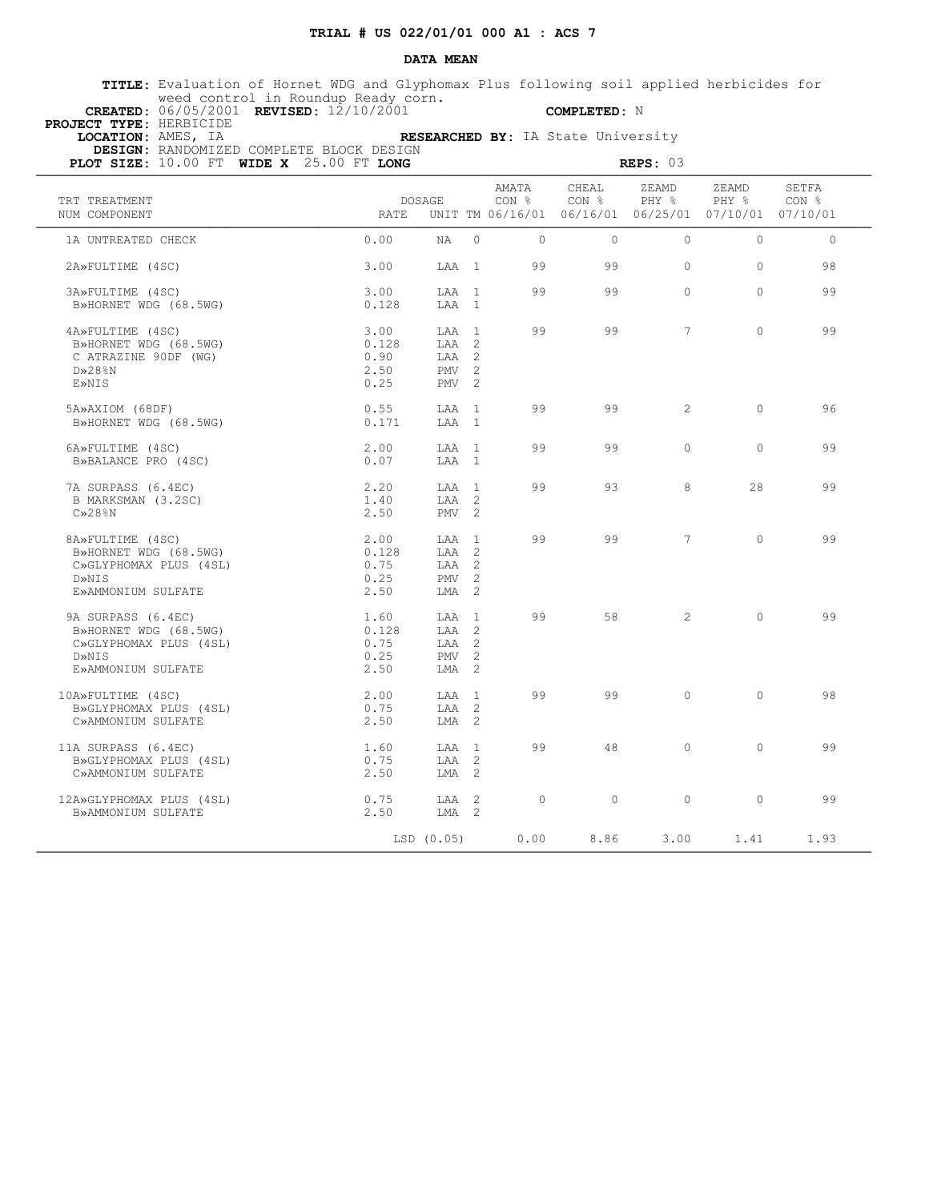**TRIAL # US 022/01/01 000 A1 : ACS 7**

**DATA MEAN**

**TITLE:** Evaluation of Hornet WDG and Glyphomax Plus following soil applied herbicides for weed control in Roundup Ready corn.

**CREATED:** 06/05/2001 **REVISED:** 12/10/2001 **COMPLETED:** N

**PROJECT TYPE:** HERBICIDE

**LOCATION:** AMES, IA **RESEARCHED BY:** IA State University

**DESIGN:** RANDOMIZED COMPLETE BLOCK DESIGN

**PLOT SIZE:** 10.00 FT **WIDE X** 25.00 FT **LONG** **REPS:** 03

| TRT NUM | TREATMENT COMPONENT | DOSAGE RATE | UNIT | TM | AMATA CON % 06/16/01 | CHEAL CON % 06/16/01 | ZEAMD PHY % 06/25/01 | ZEAMD PHY % 07/10/01 | SETFA CON % 07/10/01 |
|---|---|---|---|---|---|---|---|---|---|
| 1A | UNTREATED CHECK | 0.00 | NA | 0 | 0 | 0 | 0 | 0 | 0 |
| 2A» | FULTIME (4SC) | 3.00 | LAA | 1 | 99 | 99 | 0 | 0 | 98 |
| 3A» | FULTIME (4SC) | 3.00 | LAA | 1 | 99 | 99 | 0 | 0 | 99 |
| B» | HORNET WDG (68.5WG) | 0.128 | LAA | 1 | | | | | |
| 4A» | FULTIME (4SC) | 3.00 | LAA | 1 | 99 | 99 | 7 | 0 | 99 |
| B» | HORNET WDG (68.5WG) | 0.128 | LAA | 2 | | | | | |
| C | ATRAZINE 90DF (WG) | 0.90 | LAA | 2 | | | | | |
| D» | 28%N | 2.50 | PMV | 2 | | | | | |
| E» | NIS | 0.25 | PMV | 2 | | | | | |
| 5A» | AXIOM (68DF) | 0.55 | LAA | 1 | 99 | 99 | 2 | 0 | 96 |
| B» | HORNET WDG (68.5WG) | 0.171 | LAA | 1 | | | | | |
| 6A» | FULTIME (4SC) | 2.00 | LAA | 1 | 99 | 99 | 0 | 0 | 99 |
| B» | BALANCE PRO (4SC) | 0.07 | LAA | 1 | | | | | |
| 7A | SURPASS (6.4EC) | 2.20 | LAA | 1 | 99 | 93 | 8 | 28 | 99 |
| B | MARKSMAN (3.2SC) | 1.40 | LAA | 2 | | | | | |
| C» | 28%N | 2.50 | PMV | 2 | | | | | |
| 8A» | FULTIME (4SC) | 2.00 | LAA | 1 | 99 | 99 | 7 | 0 | 99 |
| B» | HORNET WDG (68.5WG) | 0.128 | LAA | 2 | | | | | |
| C» | GLYPHOMAX PLUS (4SL) | 0.75 | LAA | 2 | | | | | |
| D» | NIS | 0.25 | PMV | 2 | | | | | |
| E» | AMMONIUM SULFATE | 2.50 | LMA | 2 | | | | | |
| 9A | SURPASS (6.4EC) | 1.60 | LAA | 1 | 99 | 58 | 2 | 0 | 99 |
| B» | HORNET WDG (68.5WG) | 0.128 | LAA | 2 | | | | | |
| C» | GLYPHOMAX PLUS (4SL) | 0.75 | LAA | 2 | | | | | |
| D» | NIS | 0.25 | PMV | 2 | | | | | |
| E» | AMMONIUM SULFATE | 2.50 | LMA | 2 | | | | | |
| 10A» | FULTIME (4SC) | 2.00 | LAA | 1 | 99 | 99 | 0 | 0 | 98 |
| B» | GLYPHOMAX PLUS (4SL) | 0.75 | LAA | 2 | | | | | |
| C» | AMMONIUM SULFATE | 2.50 | LMA | 2 | | | | | |
| 11A | SURPASS (6.4EC) | 1.60 | LAA | 1 | 99 | 48 | 0 | 0 | 99 |
| B» | GLYPHOMAX PLUS (4SL) | 0.75 | LAA | 2 | | | | | |
| C» | AMMONIUM SULFATE | 2.50 | LMA | 2 | | | | | |
| 12A» | GLYPHOMAX PLUS (4SL) | 0.75 | LAA | 2 | 0 | 0 | 0 | 0 | 99 |
| B» | AMMONIUM SULFATE | 2.50 | LMA | 2 | | | | | |
| | | LSD (0.05) | | | 0.00 | 8.86 | 3.00 | 1.41 | 1.93 |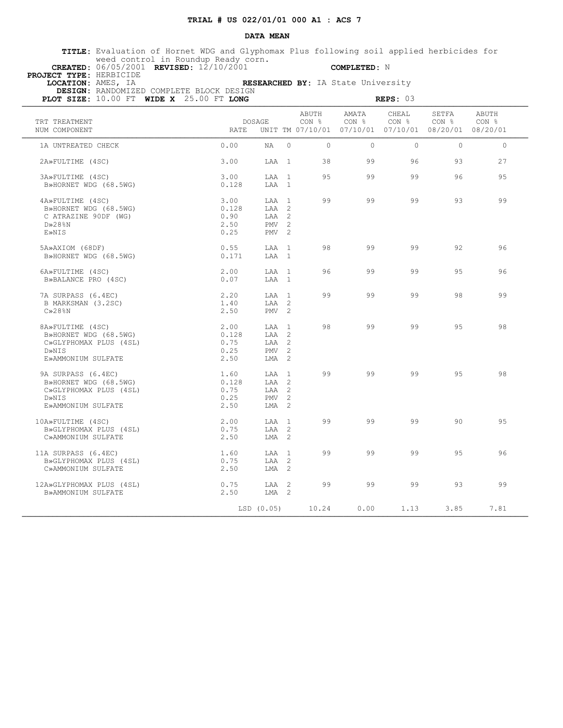**TRIAL # US 022/01/01 000 A1 : ACS 7**

**DATA MEAN**

**TITLE:** Evaluation of Hornet WDG and Glyphomax Plus following soil applied herbicides for weed control in Roundup Ready corn.
**CREATED:** 06/05/2001 **REVISED:** 12/10/2001 **COMPLETED:** N
**PROJECT TYPE:** HERBICIDE
**LOCATION:** AMES, IA **RESEARCHED BY:** IA State University
**DESIGN:** RANDOMIZED COMPLETE BLOCK DESIGN
**PLOT SIZE:** 10.00 FT **WIDE X** 25.00 FT **LONG** **REPS:** 03

| TRT NUM | TREATMENT COMPONENT | DOSAGE RATE | UNIT | TM | ABUTH CON % 07/10/01 | AMATA CON % 07/10/01 | CHEAL CON % 07/10/01 | SETFA CON % 08/20/01 | ABUTH CON % 08/20/01 |
|---|---|---|---|---|---|---|---|---|---|
| 1A | UNTREATED CHECK | 0.00 | NA | 0 | 0 | 0 | 0 | 0 | 0 |
| 2A» | FULTIME (4SC) | 3.00 | LAA | 1 | 38 | 99 | 96 | 93 | 27 |
| 3A» | FULTIME (4SC) | 3.00 | LAA | 1 | 95 | 99 | 99 | 96 | 95 |
| B» | HORNET WDG (68.5WG) | 0.128 | LAA | 1 | | | | | |
| 4A» | FULTIME (4SC) | 3.00 | LAA | 1 | 99 | 99 | 99 | 93 | 99 |
| B» | HORNET WDG (68.5WG) | 0.128 | LAA | 2 | | | | | |
| C | ATRAZINE 90DF (WG) | 0.90 | LAA | 2 | | | | | |
| D» | 28%N | 2.50 | PMV | 2 | | | | | |
| E» | NIS | 0.25 | PMV | 2 | | | | | |
| 5A» | AXIOM (68DF) | 0.55 | LAA | 1 | 98 | 99 | 99 | 92 | 96 |
| B» | HORNET WDG (68.5WG) | 0.171 | LAA | 1 | | | | | |
| 6A» | FULTIME (4SC) | 2.00 | LAA | 1 | 96 | 99 | 99 | 95 | 96 |
| B» | BALANCE PRO (4SC) | 0.07 | LAA | 1 | | | | | |
| 7A | SURPASS (6.4EC) | 2.20 | LAA | 1 | 99 | 99 | 99 | 98 | 99 |
| B | MARKSMAN (3.2SC) | 1.40 | LAA | 2 | | | | | |
| C» | 28%N | 2.50 | PMV | 2 | | | | | |
| 8A» | FULTIME (4SC) | 2.00 | LAA | 1 | 98 | 99 | 99 | 95 | 98 |
| B» | HORNET WDG (68.5WG) | 0.128 | LAA | 2 | | | | | |
| C» | GLYPHOMAX PLUS (4SL) | 0.75 | LAA | 2 | | | | | |
| D» | NIS | 0.25 | PMV | 2 | | | | | |
| E» | AMMONIUM SULFATE | 2.50 | LMA | 2 | | | | | |
| 9A | SURPASS (6.4EC) | 1.60 | LAA | 1 | 99 | 99 | 99 | 95 | 98 |
| B» | HORNET WDG (68.5WG) | 0.128 | LAA | 2 | | | | | |
| C» | GLYPHOMAX PLUS (4SL) | 0.75 | LAA | 2 | | | | | |
| D» | NIS | 0.25 | PMV | 2 | | | | | |
| E» | AMMONIUM SULFATE | 2.50 | LMA | 2 | | | | | |
| 10A» | FULTIME (4SC) | 2.00 | LAA | 1 | 99 | 99 | 99 | 90 | 95 |
| B» | GLYPHOMAX PLUS (4SL) | 0.75 | LAA | 2 | | | | | |
| C» | AMMONIUM SULFATE | 2.50 | LMA | 2 | | | | | |
| 11A | SURPASS (6.4EC) | 1.60 | LAA | 1 | 99 | 99 | 99 | 95 | 96 |
| B» | GLYPHOMAX PLUS (4SL) | 0.75 | LAA | 2 | | | | | |
| C» | AMMONIUM SULFATE | 2.50 | LMA | 2 | | | | | |
| 12A» | GLYPHOMAX PLUS (4SL) | 0.75 | LAA | 2 | 99 | 99 | 99 | 93 | 99 |
| B» | AMMONIUM SULFATE | 2.50 | LMA | 2 | | | | | |
| | | LSD (0.05) | | | 10.24 | 0.00 | 1.13 | 3.85 | 7.81 |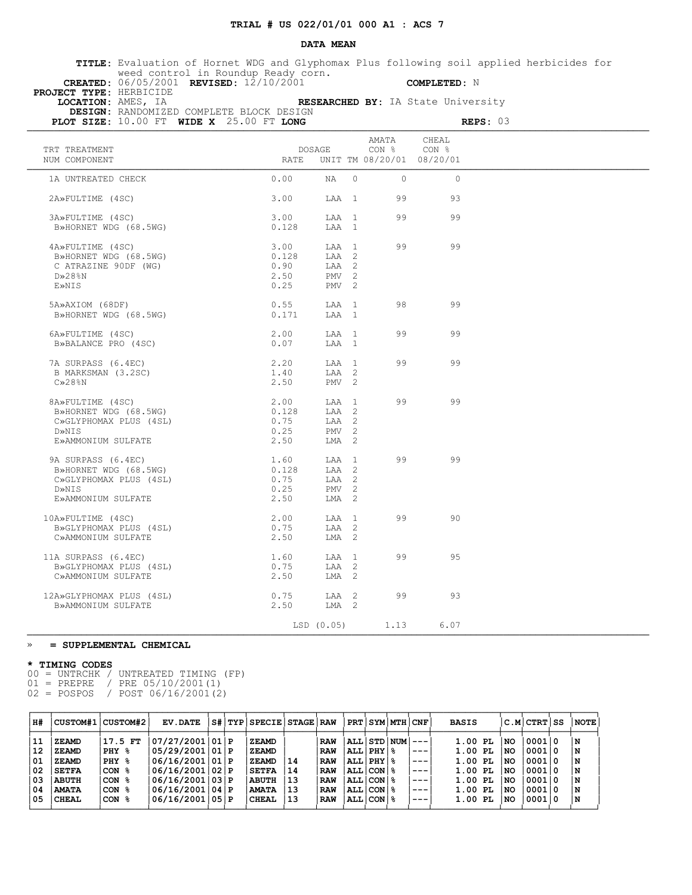# TRIAL # US 022/01/01 000 A1 : ACS 7

## DATA MEAN

**TITLE:** Evaluation of Hornet WDG and Glyphomax Plus following soil applied herbicides for weed control in Roundup Ready corn.
**CREATED:** 06/05/2001 **REVISED:** 12/10/2001 **COMPLETED:** N
**PROJECT TYPE:** HERBICIDE
**LOCATION:** AMES, IA **RESEARCHED BY:** IA State University
**DESIGN:** RANDOMIZED COMPLETE BLOCK DESIGN
**PLOT SIZE:** 10.00 FT **WIDE X** 25.00 FT **LONG** **REPS:** 03

| TRT NUM | TREATMENT COMPONENT | DOSAGE RATE | UNIT | TM | AMATA CON % 08/20/01 | CHEAL CON % 08/20/01 |
|---|---|---|---|---|---|---|
| 1 | A UNTREATED CHECK | 0.00 | NA | 0 | 0 | 0 |
| 2 | A»FULTIME (4SC) | 3.00 | LAA | 1 | 99 | 93 |
| 3 | A»FULTIME (4SC) | 3.00 | LAA | 1 | 99 | 99 |
| | B»HORNET WDG (68.5WG) | 0.128 | LAA | 1 | | |
| 4 | A»FULTIME (4SC) | 3.00 | LAA | 1 | 99 | 99 |
| | B»HORNET WDG (68.5WG) | 0.128 | LAA | 2 | | |
| | C ATRAZINE 90DF (WG) | 0.90 | LAA | 2 | | |
| | D»28%N | 2.50 | PMV | 2 | | |
| | E»NIS | 0.25 | PMV | 2 | | |
| 5 | A»AXIOM (68DF) | 0.55 | LAA | 1 | 98 | 99 |
| | B»HORNET WDG (68.5WG) | 0.171 | LAA | 1 | | |
| 6 | A»FULTIME (4SC) | 2.00 | LAA | 1 | 99 | 99 |
| | B»BALANCE PRO (4SC) | 0.07 | LAA | 1 | | |
| 7 | A SURPASS (6.4EC) | 2.20 | LAA | 1 | 99 | 99 |
| | B MARKSMAN (3.2SC) | 1.40 | LAA | 2 | | |
| | C»28%N | 2.50 | PMV | 2 | | |
| 8 | A»FULTIME (4SC) | 2.00 | LAA | 1 | 99 | 99 |
| | B»HORNET WDG (68.5WG) | 0.128 | LAA | 2 | | |
| | C»GLYPHOMAX PLUS (4SL) | 0.75 | LAA | 2 | | |
| | D»NIS | 0.25 | PMV | 2 | | |
| | E»AMMONIUM SULFATE | 2.50 | LMA | 2 | | |
| 9 | A SURPASS (6.4EC) | 1.60 | LAA | 1 | 99 | 99 |
| | B»HORNET WDG (68.5WG) | 0.128 | LAA | 2 | | |
| | C»GLYPHOMAX PLUS (4SL) | 0.75 | LAA | 2 | | |
| | D»NIS | 0.25 | PMV | 2 | | |
| | E»AMMONIUM SULFATE | 2.50 | LMA | 2 | | |
| 10 | A»FULTIME (4SC) | 2.00 | LAA | 1 | 99 | 90 |
| | B»GLYPHOMAX PLUS (4SL) | 0.75 | LAA | 2 | | |
| | C»AMMONIUM SULFATE | 2.50 | LMA | 2 | | |
| 11 | A SURPASS (6.4EC) | 1.60 | LAA | 1 | 99 | 95 |
| | B»GLYPHOMAX PLUS (4SL) | 0.75 | LAA | 2 | | |
| | C»AMMONIUM SULFATE | 2.50 | LMA | 2 | | |
| 12 | A»GLYPHOMAX PLUS (4SL) | 0.75 | LAA | 2 | 99 | 93 |
| | B»AMMONIUM SULFATE | 2.50 | LMA | 2 | | |
| | | LSD (0.05) | | | 1.13 | 6.07 |

» **= SUPPLEMENTAL CHEMICAL**

**\* TIMING CODES**
00 = UNTRCHK / UNTREATED TIMING (FP)
01 = PREPRE / PRE 05/10/2001(1)
02 = POSPOS / POST 06/16/2001(2)

| H# | CUSTOM#1 | CUSTOM#2 | EV.DATE | S# | TYP | SPECIE | STAGE | RAW | PRT | SYM | MTH | CNF | BASIS | C.M | CTRT | SS | NOTE |
|---|---|---|---|---|---|---|---|---|---|---|---|---|---|---|---|---|---|
| 11 | ZEAMD | 17.5 FT | 07/27/2001 | 01 | P | ZEAMD | | RAW | ALL | STD | NUM | --- | 1.00 PL | NO | 0001 | 0 | N |
| 12 | ZEAMD | PHY % | 05/29/2001 | 01 | P | ZEAMD | | RAW | ALL | PHY | % | --- | 1.00 PL | NO | 0001 | 0 | N |
| 01 | ZEAMD | PHY % | 06/16/2001 | 01 | P | ZEAMD | 14 | RAW | ALL | PHY | % | --- | 1.00 PL | NO | 0001 | 0 | N |
| 02 | SETFA | CON % | 06/16/2001 | 02 | P | SETFA | 14 | RAW | ALL | CON | % | --- | 1.00 PL | NO | 0001 | 0 | N |
| 03 | ABUTH | CON % | 06/16/2001 | 03 | P | ABUTH | 13 | RAW | ALL | CON | % | --- | 1.00 PL | NO | 0001 | 0 | N |
| 04 | AMATA | CON % | 06/16/2001 | 04 | P | AMATA | 13 | RAW | ALL | CON | % | --- | 1.00 PL | NO | 0001 | 0 | N |
| 05 | CHEAL | CON % | 06/16/2001 | 05 | P | CHEAL | 13 | RAW | ALL | CON | % | --- | 1.00 PL | NO | 0001 | 0 | N |